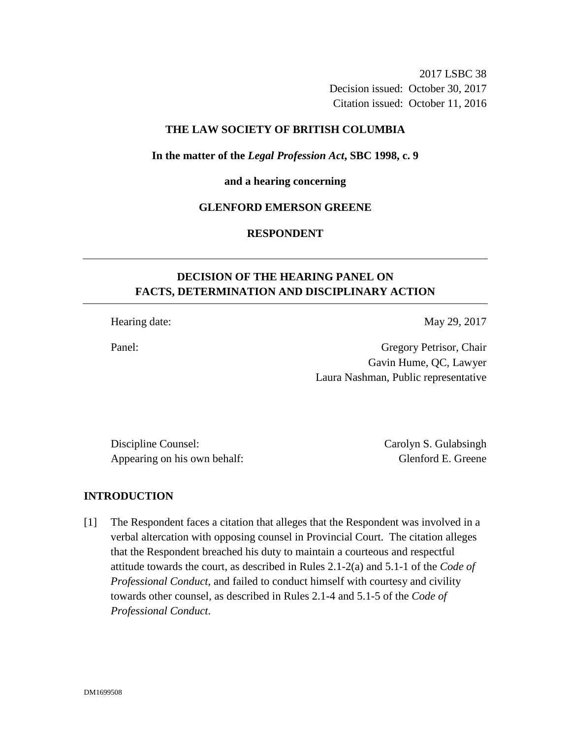2017 LSBC 38
Decision issued: October 30, 2017
Citation issued: October 11, 2016

**THE LAW SOCIETY OF BRITISH COLUMBIA**

**In the matter of the *Legal Profession Act*, SBC 1998, c. 9**

**and a hearing concerning**

**GLENFORD EMERSON GREENE**

**RESPONDENT**

---

## DECISION OF THE HEARING PANEL ON FACTS, DETERMINATION AND DISCIPLINARY ACTION

---

Hearing date: May 29, 2017

Panel: Gregory Petrisor, Chair
Gavin Hume, QC, Lawyer
Laura Nashman, Public representative

Discipline Counsel: Carolyn S. Gulabsingh
Appearing on his own behalf: Glenford E. Greene

## INTRODUCTION

[1] The Respondent faces a citation that alleges that the Respondent was involved in a verbal altercation with opposing counsel in Provincial Court. The citation alleges that the Respondent breached his duty to maintain a courteous and respectful attitude towards the court, as described in Rules 2.1-2(a) and 5.1-1 of the *Code of Professional Conduct*, and failed to conduct himself with courtesy and civility towards other counsel, as described in Rules 2.1-4 and 5.1-5 of the *Code of Professional Conduct*.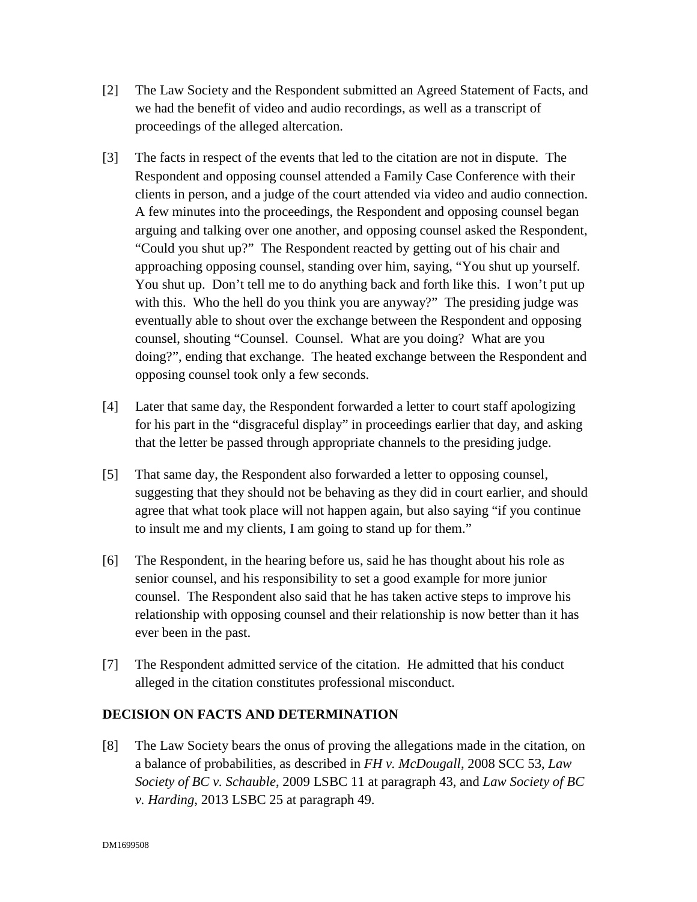[2] The Law Society and the Respondent submitted an Agreed Statement of Facts, and we had the benefit of video and audio recordings, as well as a transcript of proceedings of the alleged altercation.

[3] The facts in respect of the events that led to the citation are not in dispute. The Respondent and opposing counsel attended a Family Case Conference with their clients in person, and a judge of the court attended via video and audio connection. A few minutes into the proceedings, the Respondent and opposing counsel began arguing and talking over one another, and opposing counsel asked the Respondent, "Could you shut up?" The Respondent reacted by getting out of his chair and approaching opposing counsel, standing over him, saying, "You shut up yourself. You shut up. Don't tell me to do anything back and forth like this. I won't put up with this. Who the hell do you think you are anyway?" The presiding judge was eventually able to shout over the exchange between the Respondent and opposing counsel, shouting "Counsel. Counsel. What are you doing? What are you doing?", ending that exchange. The heated exchange between the Respondent and opposing counsel took only a few seconds.

[4] Later that same day, the Respondent forwarded a letter to court staff apologizing for his part in the "disgraceful display" in proceedings earlier that day, and asking that the letter be passed through appropriate channels to the presiding judge.

[5] That same day, the Respondent also forwarded a letter to opposing counsel, suggesting that they should not be behaving as they did in court earlier, and should agree that what took place will not happen again, but also saying "if you continue to insult me and my clients, I am going to stand up for them."

[6] The Respondent, in the hearing before us, said he has thought about his role as senior counsel, and his responsibility to set a good example for more junior counsel. The Respondent also said that he has taken active steps to improve his relationship with opposing counsel and their relationship is now better than it has ever been in the past.

[7] The Respondent admitted service of the citation. He admitted that his conduct alleged in the citation constitutes professional misconduct.

## DECISION ON FACTS AND DETERMINATION

[8] The Law Society bears the onus of proving the allegations made in the citation, on a balance of probabilities, as described in *FH v. McDougall*, 2008 SCC 53, *Law Society of BC v. Schauble*, 2009 LSBC 11 at paragraph 43, and *Law Society of BC v. Harding*, 2013 LSBC 25 at paragraph 49.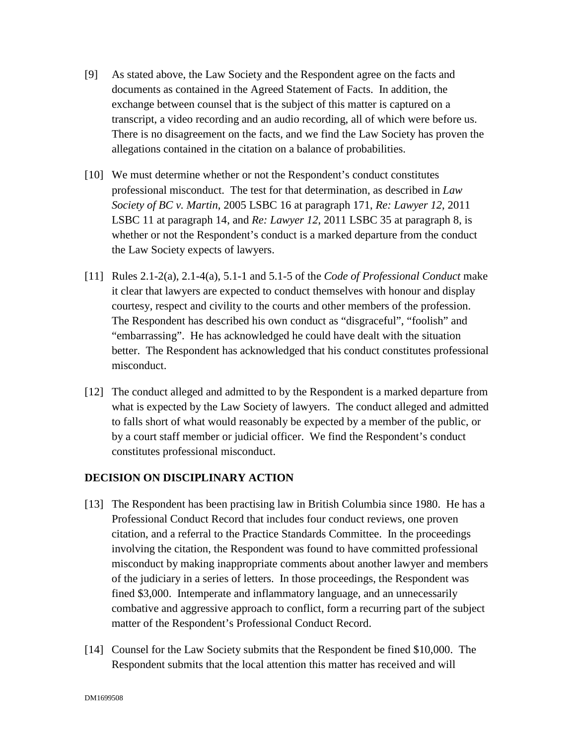[9] As stated above, the Law Society and the Respondent agree on the facts and documents as contained in the Agreed Statement of Facts. In addition, the exchange between counsel that is the subject of this matter is captured on a transcript, a video recording and an audio recording, all of which were before us. There is no disagreement on the facts, and we find the Law Society has proven the allegations contained in the citation on a balance of probabilities.

[10] We must determine whether or not the Respondent's conduct constitutes professional misconduct. The test for that determination, as described in *Law Society of BC v. Martin*, 2005 LSBC 16 at paragraph 171, *Re: Lawyer 12*, 2011 LSBC 11 at paragraph 14, and *Re: Lawyer 12*, 2011 LSBC 35 at paragraph 8, is whether or not the Respondent's conduct is a marked departure from the conduct the Law Society expects of lawyers.

[11] Rules 2.1-2(a), 2.1-4(a), 5.1-1 and 5.1-5 of the *Code of Professional Conduct* make it clear that lawyers are expected to conduct themselves with honour and display courtesy, respect and civility to the courts and other members of the profession. The Respondent has described his own conduct as "disgraceful", "foolish" and "embarrassing". He has acknowledged he could have dealt with the situation better. The Respondent has acknowledged that his conduct constitutes professional misconduct.

[12] The conduct alleged and admitted to by the Respondent is a marked departure from what is expected by the Law Society of lawyers. The conduct alleged and admitted to falls short of what would reasonably be expected by a member of the public, or by a court staff member or judicial officer. We find the Respondent's conduct constitutes professional misconduct.

## DECISION ON DISCIPLINARY ACTION

[13] The Respondent has been practising law in British Columbia since 1980. He has a Professional Conduct Record that includes four conduct reviews, one proven citation, and a referral to the Practice Standards Committee. In the proceedings involving the citation, the Respondent was found to have committed professional misconduct by making inappropriate comments about another lawyer and members of the judiciary in a series of letters. In those proceedings, the Respondent was fined $3,000. Intemperate and inflammatory language, and an unnecessarily combative and aggressive approach to conflict, form a recurring part of the subject matter of the Respondent's Professional Conduct Record.

[14] Counsel for the Law Society submits that the Respondent be fined $10,000. The Respondent submits that the local attention this matter has received and will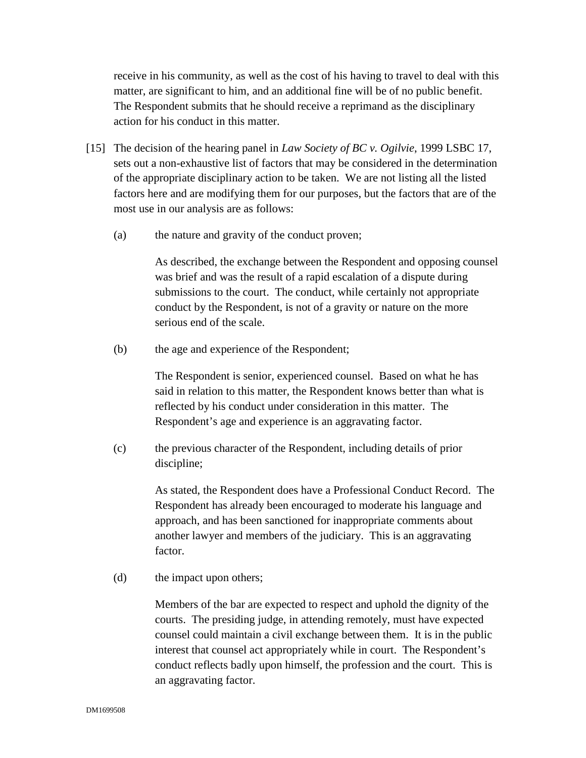receive in his community, as well as the cost of his having to travel to deal with this matter, are significant to him, and an additional fine will be of no public benefit. The Respondent submits that he should receive a reprimand as the disciplinary action for his conduct in this matter.

[15] The decision of the hearing panel in *Law Society of BC v. Ogilvie*, 1999 LSBC 17, sets out a non-exhaustive list of factors that may be considered in the determination of the appropriate disciplinary action to be taken. We are not listing all the listed factors here and are modifying them for our purposes, but the factors that are of the most use in our analysis are as follows:

(a) the nature and gravity of the conduct proven;

As described, the exchange between the Respondent and opposing counsel was brief and was the result of a rapid escalation of a dispute during submissions to the court. The conduct, while certainly not appropriate conduct by the Respondent, is not of a gravity or nature on the more serious end of the scale.

(b) the age and experience of the Respondent;

The Respondent is senior, experienced counsel. Based on what he has said in relation to this matter, the Respondent knows better than what is reflected by his conduct under consideration in this matter. The Respondent's age and experience is an aggravating factor.

(c) the previous character of the Respondent, including details of prior discipline;

As stated, the Respondent does have a Professional Conduct Record. The Respondent has already been encouraged to moderate his language and approach, and has been sanctioned for inappropriate comments about another lawyer and members of the judiciary. This is an aggravating factor.

(d) the impact upon others;

Members of the bar are expected to respect and uphold the dignity of the courts. The presiding judge, in attending remotely, must have expected counsel could maintain a civil exchange between them. It is in the public interest that counsel act appropriately while in court. The Respondent's conduct reflects badly upon himself, the profession and the court. This is an aggravating factor.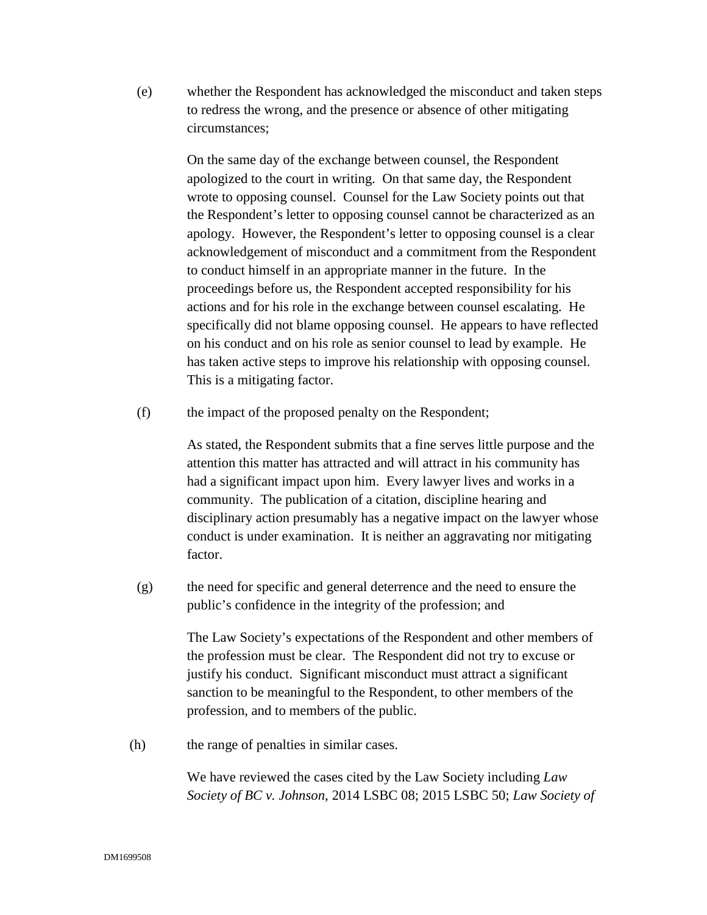(e) whether the Respondent has acknowledged the misconduct and taken steps to redress the wrong, and the presence or absence of other mitigating circumstances;

On the same day of the exchange between counsel, the Respondent apologized to the court in writing. On that same day, the Respondent wrote to opposing counsel. Counsel for the Law Society points out that the Respondent's letter to opposing counsel cannot be characterized as an apology. However, the Respondent's letter to opposing counsel is a clear acknowledgement of misconduct and a commitment from the Respondent to conduct himself in an appropriate manner in the future. In the proceedings before us, the Respondent accepted responsibility for his actions and for his role in the exchange between counsel escalating. He specifically did not blame opposing counsel. He appears to have reflected on his conduct and on his role as senior counsel to lead by example. He has taken active steps to improve his relationship with opposing counsel. This is a mitigating factor.

(f) the impact of the proposed penalty on the Respondent;

As stated, the Respondent submits that a fine serves little purpose and the attention this matter has attracted and will attract in his community has had a significant impact upon him. Every lawyer lives and works in a community. The publication of a citation, discipline hearing and disciplinary action presumably has a negative impact on the lawyer whose conduct is under examination. It is neither an aggravating nor mitigating factor.

(g) the need for specific and general deterrence and the need to ensure the public's confidence in the integrity of the profession; and

The Law Society's expectations of the Respondent and other members of the profession must be clear. The Respondent did not try to excuse or justify his conduct. Significant misconduct must attract a significant sanction to be meaningful to the Respondent, to other members of the profession, and to members of the public.

(h) the range of penalties in similar cases.

We have reviewed the cases cited by the Law Society including *Law Society of BC v. Johnson*, 2014 LSBC 08; 2015 LSBC 50; *Law Society of*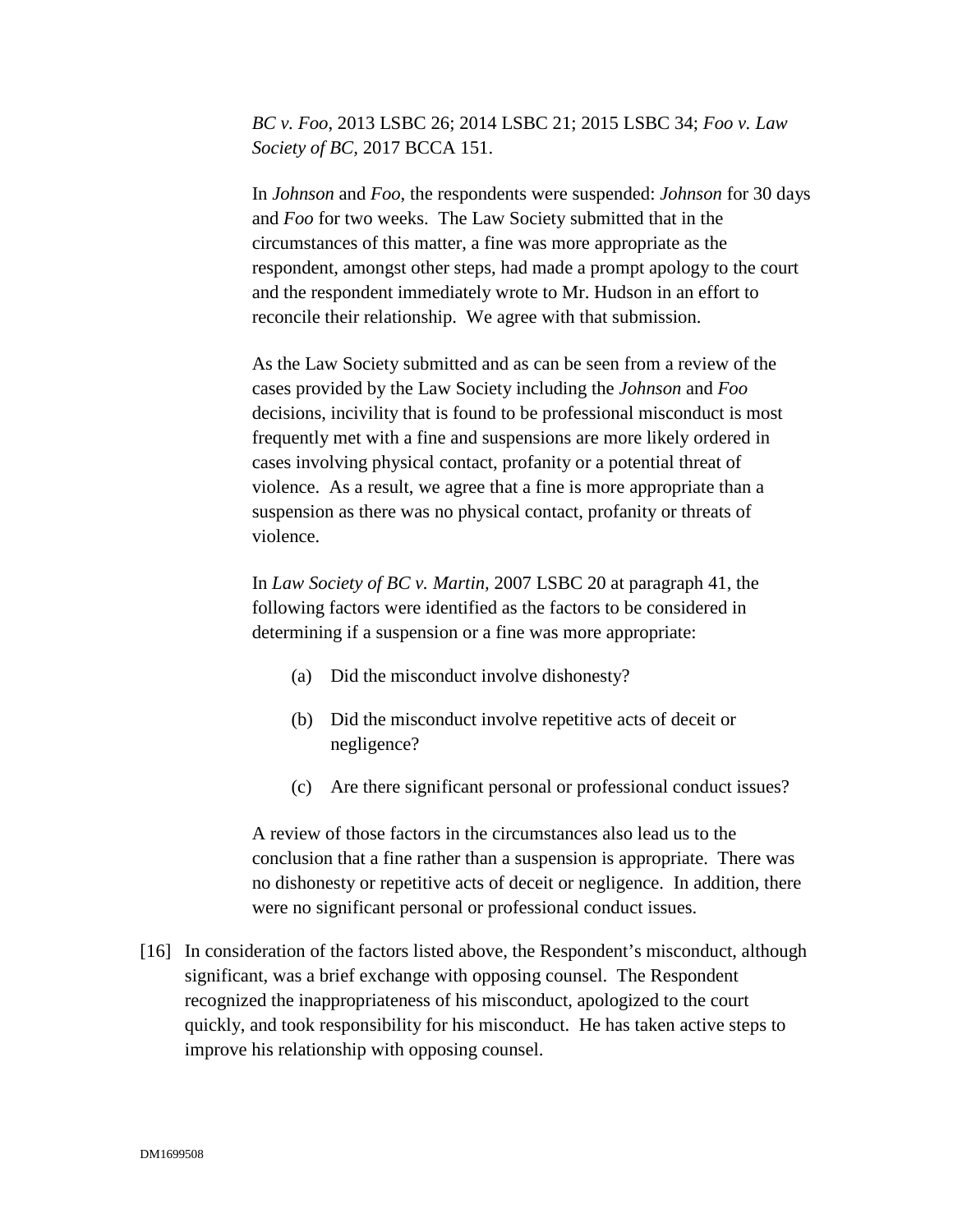*BC v. Foo*, 2013 LSBC 26; 2014 LSBC 21; 2015 LSBC 34; *Foo v. Law Society of BC*, 2017 BCCA 151.

In *Johnson* and *Foo*, the respondents were suspended: *Johnson* for 30 days and *Foo* for two weeks. The Law Society submitted that in the circumstances of this matter, a fine was more appropriate as the respondent, amongst other steps, had made a prompt apology to the court and the respondent immediately wrote to Mr. Hudson in an effort to reconcile their relationship. We agree with that submission.

As the Law Society submitted and as can be seen from a review of the cases provided by the Law Society including the *Johnson* and *Foo* decisions, incivility that is found to be professional misconduct is most frequently met with a fine and suspensions are more likely ordered in cases involving physical contact, profanity or a potential threat of violence. As a result, we agree that a fine is more appropriate than a suspension as there was no physical contact, profanity or threats of violence.

In *Law Society of BC v. Martin*, 2007 LSBC 20 at paragraph 41, the following factors were identified as the factors to be considered in determining if a suspension or a fine was more appropriate:

(a) Did the misconduct involve dishonesty?

(b) Did the misconduct involve repetitive acts of deceit or negligence?

(c) Are there significant personal or professional conduct issues?

A review of those factors in the circumstances also lead us to the conclusion that a fine rather than a suspension is appropriate. There was no dishonesty or repetitive acts of deceit or negligence. In addition, there were no significant personal or professional conduct issues.

[16] In consideration of the factors listed above, the Respondent's misconduct, although significant, was a brief exchange with opposing counsel. The Respondent recognized the inappropriateness of his misconduct, apologized to the court quickly, and took responsibility for his misconduct. He has taken active steps to improve his relationship with opposing counsel.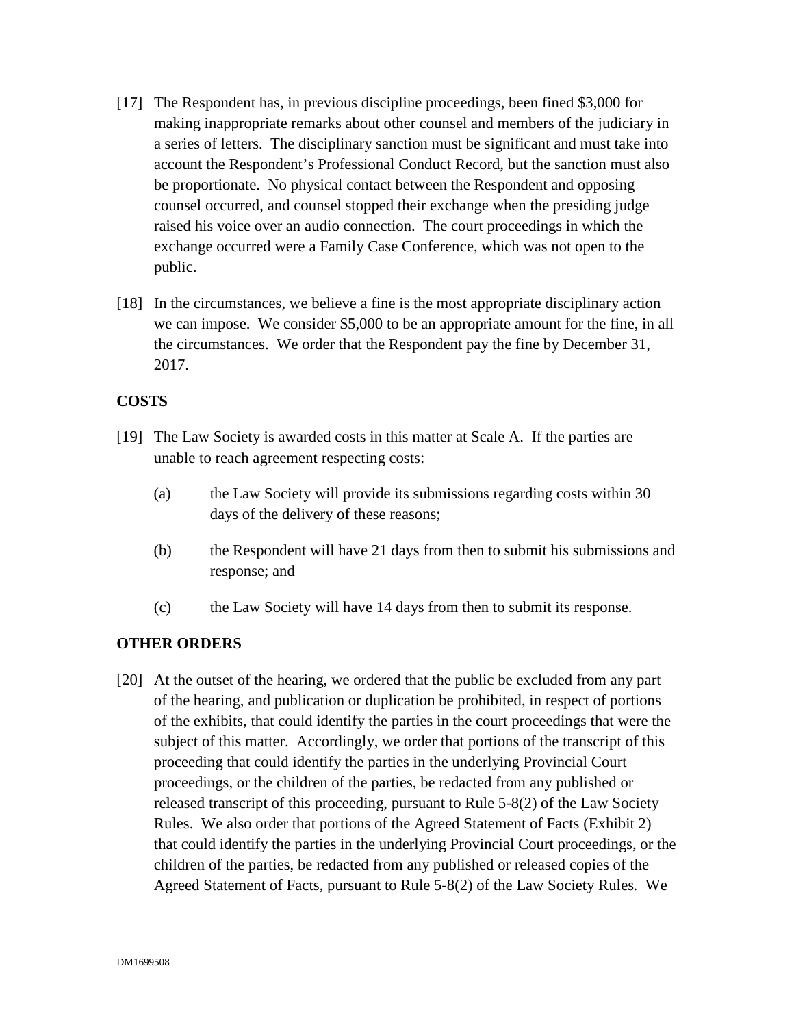[17] The Respondent has, in previous discipline proceedings, been fined $3,000 for making inappropriate remarks about other counsel and members of the judiciary in a series of letters. The disciplinary sanction must be significant and must take into account the Respondent's Professional Conduct Record, but the sanction must also be proportionate. No physical contact between the Respondent and opposing counsel occurred, and counsel stopped their exchange when the presiding judge raised his voice over an audio connection. The court proceedings in which the exchange occurred were a Family Case Conference, which was not open to the public.

[18] In the circumstances, we believe a fine is the most appropriate disciplinary action we can impose. We consider $5,000 to be an appropriate amount for the fine, in all the circumstances. We order that the Respondent pay the fine by December 31, 2017.

## COSTS

[19] The Law Society is awarded costs in this matter at Scale A. If the parties are unable to reach agreement respecting costs:

(a) the Law Society will provide its submissions regarding costs within 30 days of the delivery of these reasons;

(b) the Respondent will have 21 days from then to submit his submissions and response; and

(c) the Law Society will have 14 days from then to submit its response.

## OTHER ORDERS

[20] At the outset of the hearing, we ordered that the public be excluded from any part of the hearing, and publication or duplication be prohibited, in respect of portions of the exhibits, that could identify the parties in the court proceedings that were the subject of this matter. Accordingly, we order that portions of the transcript of this proceeding that could identify the parties in the underlying Provincial Court proceedings, or the children of the parties, be redacted from any published or released transcript of this proceeding, pursuant to Rule 5-8(2) of the Law Society Rules. We also order that portions of the Agreed Statement of Facts (Exhibit 2) that could identify the parties in the underlying Provincial Court proceedings, or the children of the parties, be redacted from any published or released copies of the Agreed Statement of Facts, pursuant to Rule 5-8(2) of the Law Society Rules. We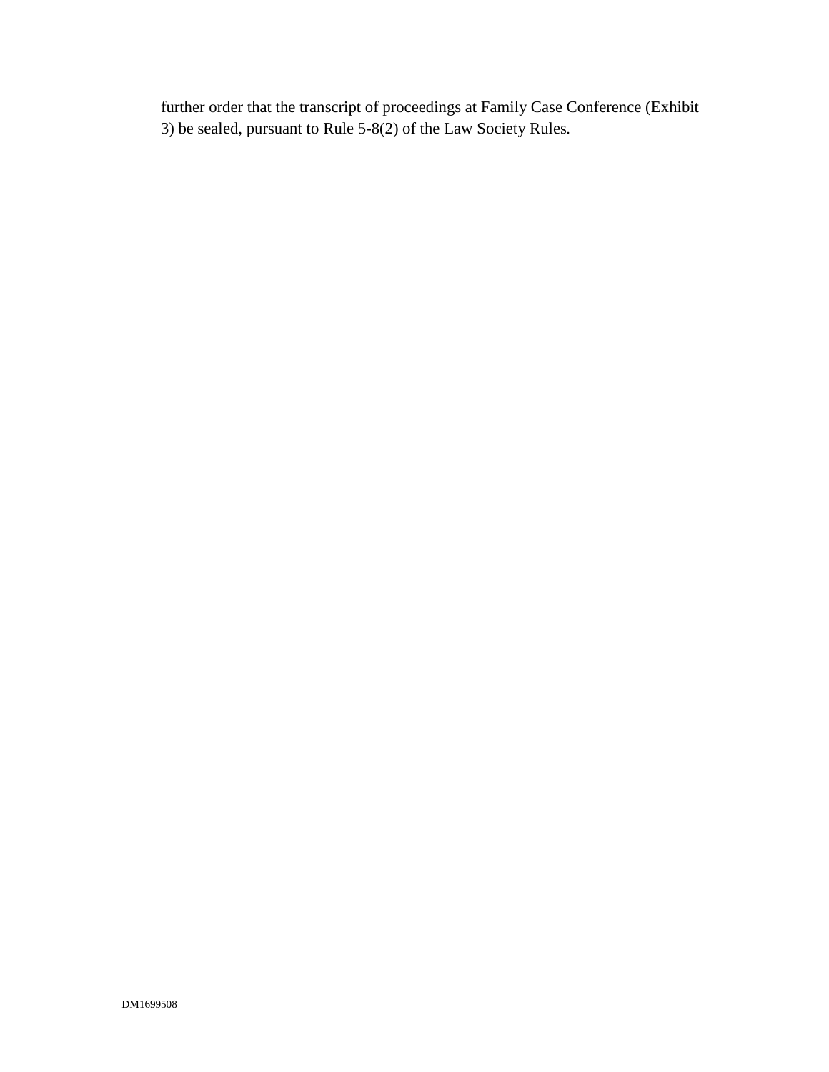further order that the transcript of proceedings at Family Case Conference (Exhibit 3) be sealed, pursuant to Rule 5-8(2) of the Law Society Rules.

DM1699508